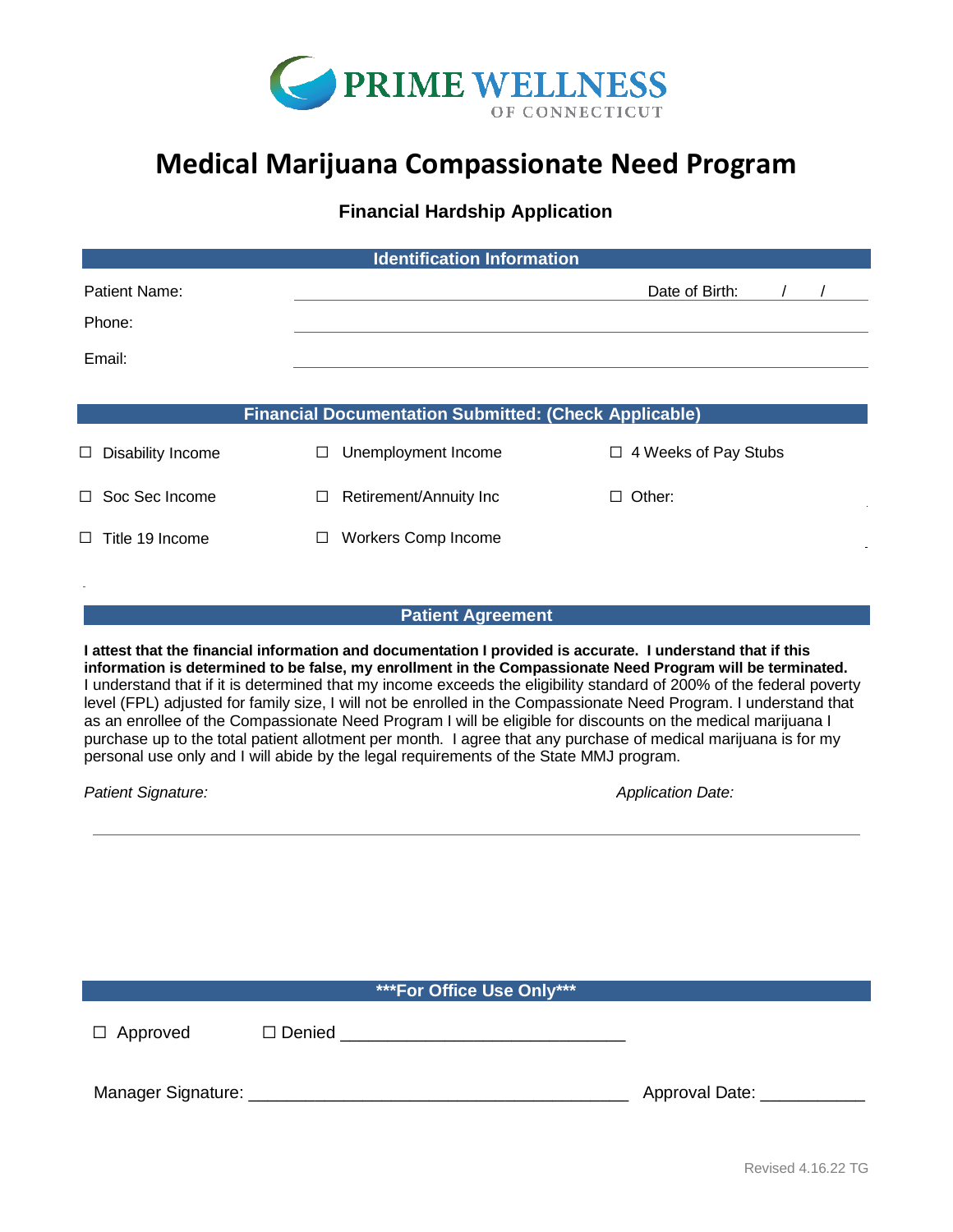PRIME WELLNESS
OF CONNECTICUT

# Medical Marijuana Compassionate Need Program

## Financial Hardship Application

### Identification Information

Patient Name: ______________________________ Date of Birth: ____ / ____ / ____

Phone: ______________________________

Email: ______________________________

### Financial Documentation Submitted: (Check Applicable)

| | | |
|---|---|---|
| ☐ Disability Income | ☐ Unemployment Income | ☐ 4 Weeks of Pay Stubs |
| ☐ Soc Sec Income | ☐ Retirement/Annuity Inc | ☐ Other: |
| ☐ Title 19 Income | ☐ Workers Comp Income | |

### Patient Agreement

**I attest that the financial information and documentation I provided is accurate. I understand that if this information is determined to be false, my enrollment in the Compassionate Need Program will be terminated.** I understand that if it is determined that my income exceeds the eligibility standard of 200% of the federal poverty level (FPL) adjusted for family size, I will not be enrolled in the Compassionate Need Program. I understand that as an enrollee of the Compassionate Need Program I will be eligible for discounts on the medical marijuana I purchase up to the total patient allotment per month. I agree that any purchase of medical marijuana is for my personal use only and I will abide by the legal requirements of the State MMJ program.

*Patient Signature:* ______________________________ *Application Date:* ____________

### ***For Office Use Only***

☐ Approved ☐ Denied ______________________________

Manager Signature: ______________________________________ Approval Date: ___________

Revised 4.16.22 TG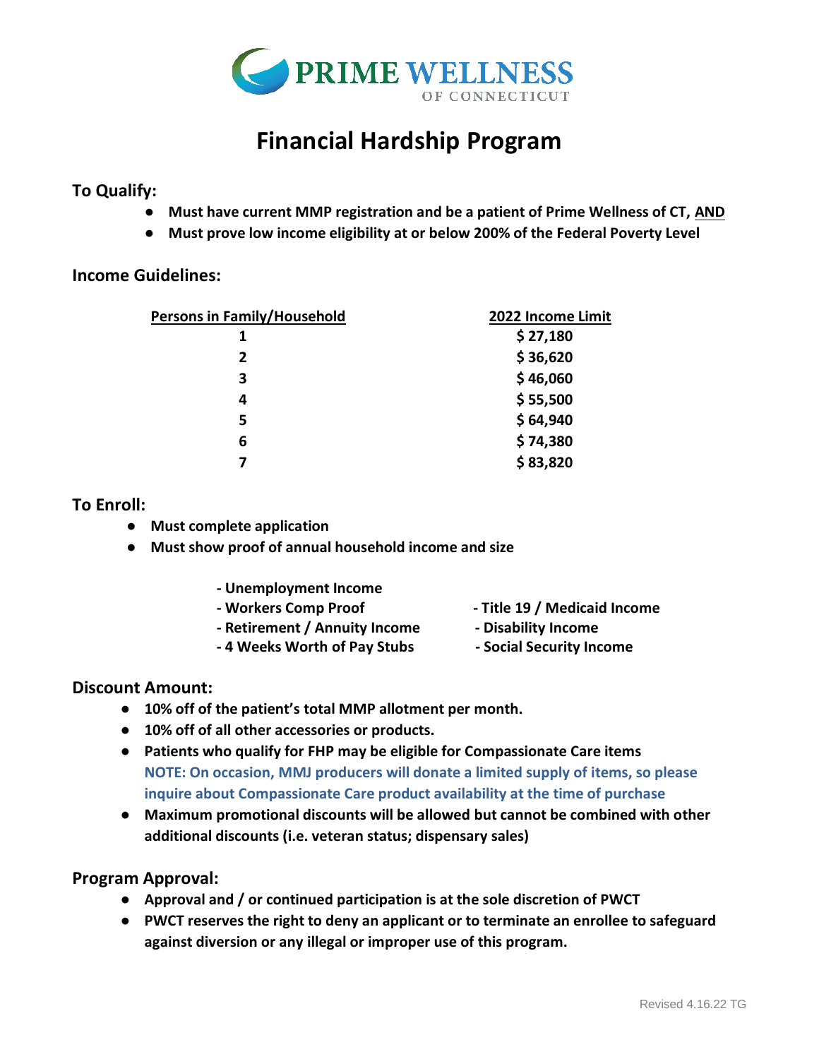PRIME WELLNESS
OF CONNECTICUT

# Financial Hardship Program

## To Qualify:

- **Must have current MMP registration and be a patient of Prime Wellness of CT, AND**
- **Must prove low income eligibility at or below 200% of the Federal Poverty Level**

## Income Guidelines:

| Persons in Family/Household | 2022 Income Limit |
|---|---|
| 1 | $ 27,180 |
| 2 | $ 36,620 |
| 3 | $ 46,060 |
| 4 | $ 55,500 |
| 5 | $ 64,940 |
| 6 | $ 74,380 |
| 7 | $ 83,820 |

## To Enroll:

- **Must complete application**
- **Must show proof of annual household income and size**

  - Unemployment Income
  - Workers Comp Proof
  - Retirement / Annuity Income
  - 4 Weeks Worth of Pay Stubs
  - Title 19 / Medicaid Income
  - Disability Income
  - Social Security Income

## Discount Amount:

- **10% off of the patient's total MMP allotment per month.**
- **10% off of all other accessories or products.**
- **Patients who qualify for FHP may be eligible for Compassionate Care items**
  **NOTE: On occasion, MMJ producers will donate a limited supply of items, so please inquire about Compassionate Care product availability at the time of purchase**
- **Maximum promotional discounts will be allowed but cannot be combined with other additional discounts (i.e. veteran status; dispensary sales)**

## Program Approval:

- **Approval and / or continued participation is at the sole discretion of PWCT**
- **PWCT reserves the right to deny an applicant or to terminate an enrollee to safeguard against diversion or any illegal or improper use of this program.**

Revised 4.16.22 TG